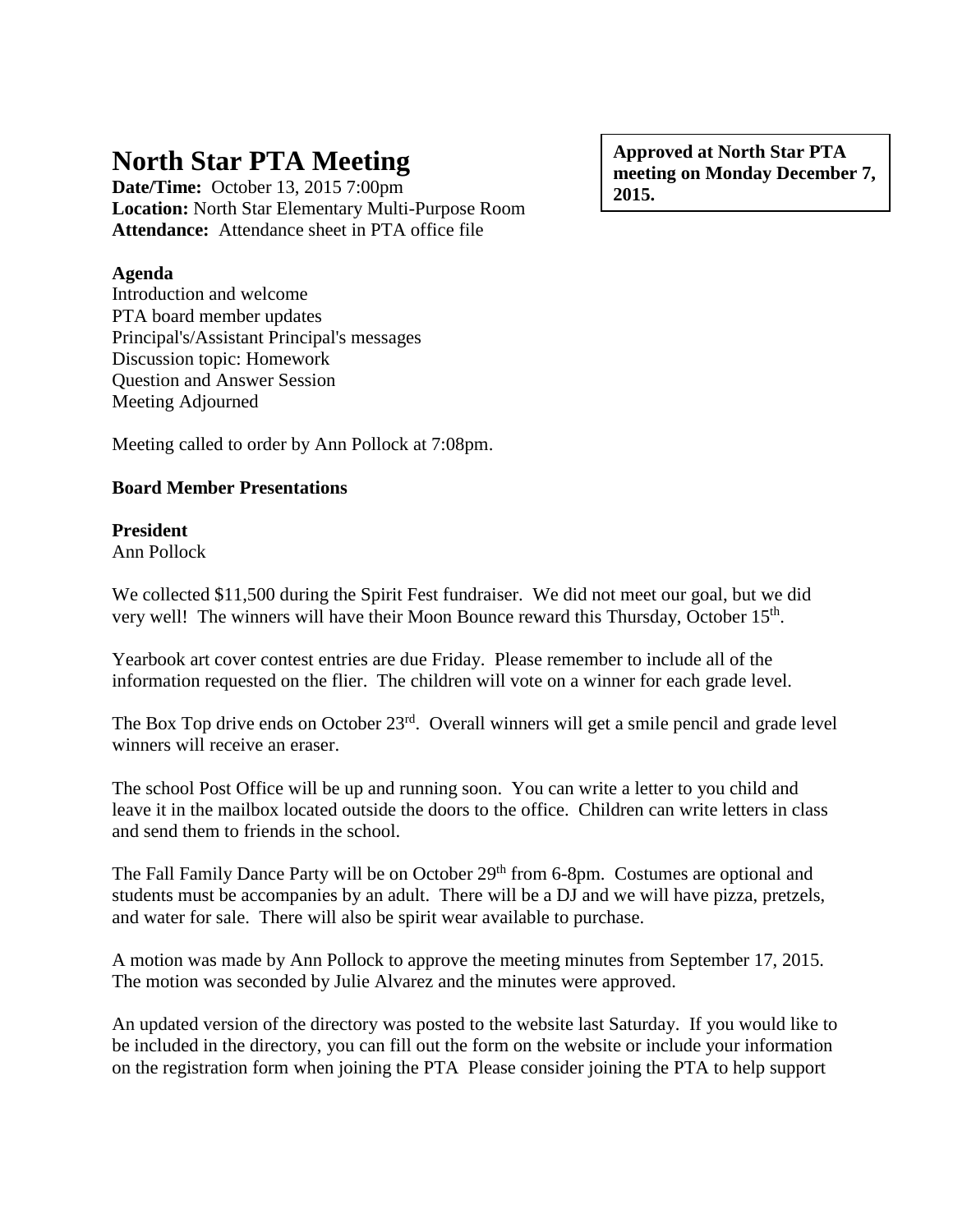# North Star PTA Meeting

**Approved at North Star PTA meeting on Monday December 7, 2015.**

**Date/Time:** October 13, 2015 7:00pm
**Location:** North Star Elementary Multi-Purpose Room
**Attendance:** Attendance sheet in PTA office file

**Agenda**
Introduction and welcome
PTA board member updates
Principal's/Assistant Principal's messages
Discussion topic: Homework
Question and Answer Session
Meeting Adjourned

Meeting called to order by Ann Pollock at 7:08pm.

**Board Member Presentations**

**President**
Ann Pollock

We collected $11,500 during the Spirit Fest fundraiser. We did not meet our goal, but we did very well! The winners will have their Moon Bounce reward this Thursday, October 15th.

Yearbook art cover contest entries are due Friday. Please remember to include all of the information requested on the flier. The children will vote on a winner for each grade level.

The Box Top drive ends on October 23rd. Overall winners will get a smile pencil and grade level winners will receive an eraser.

The school Post Office will be up and running soon. You can write a letter to you child and leave it in the mailbox located outside the doors to the office. Children can write letters in class and send them to friends in the school.

The Fall Family Dance Party will be on October 29th from 6-8pm. Costumes are optional and students must be accompanies by an adult. There will be a DJ and we will have pizza, pretzels, and water for sale. There will also be spirit wear available to purchase.

A motion was made by Ann Pollock to approve the meeting minutes from September 17, 2015. The motion was seconded by Julie Alvarez and the minutes were approved.

An updated version of the directory was posted to the website last Saturday. If you would like to be included in the directory, you can fill out the form on the website or include your information on the registration form when joining the PTA Please consider joining the PTA to help support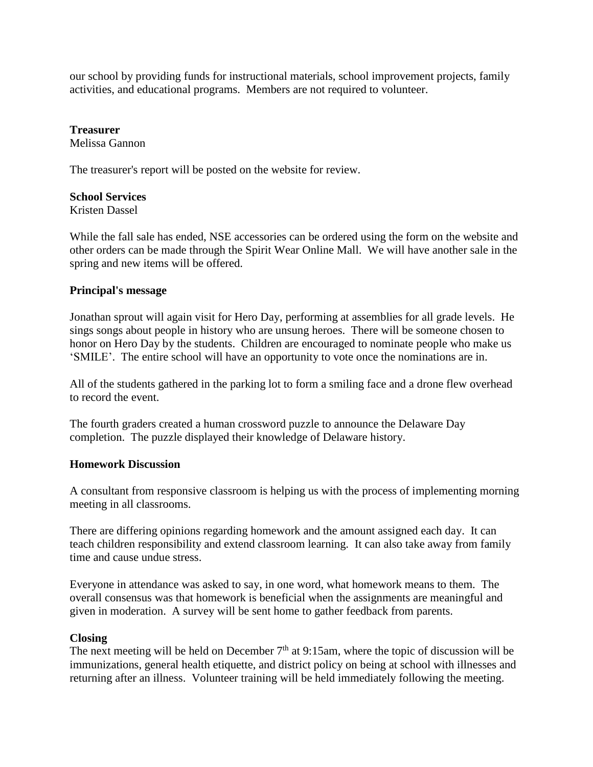our school by providing funds for instructional materials, school improvement projects, family activities, and educational programs. Members are not required to volunteer.

**Treasurer**
Melissa Gannon

The treasurer's report will be posted on the website for review.

**School Services**
Kristen Dassel

While the fall sale has ended, NSE accessories can be ordered using the form on the website and other orders can be made through the Spirit Wear Online Mall. We will have another sale in the spring and new items will be offered.

**Principal's message**

Jonathan sprout will again visit for Hero Day, performing at assemblies for all grade levels. He sings songs about people in history who are unsung heroes. There will be someone chosen to honor on Hero Day by the students. Children are encouraged to nominate people who make us 'SMILE'. The entire school will have an opportunity to vote once the nominations are in.

All of the students gathered in the parking lot to form a smiling face and a drone flew overhead to record the event.

The fourth graders created a human crossword puzzle to announce the Delaware Day completion. The puzzle displayed their knowledge of Delaware history.

**Homework Discussion**

A consultant from responsive classroom is helping us with the process of implementing morning meeting in all classrooms.

There are differing opinions regarding homework and the amount assigned each day. It can teach children responsibility and extend classroom learning. It can also take away from family time and cause undue stress.

Everyone in attendance was asked to say, in one word, what homework means to them. The overall consensus was that homework is beneficial when the assignments are meaningful and given in moderation. A survey will be sent home to gather feedback from parents.

**Closing**
The next meeting will be held on December 7th at 9:15am, where the topic of discussion will be immunizations, general health etiquette, and district policy on being at school with illnesses and returning after an illness. Volunteer training will be held immediately following the meeting.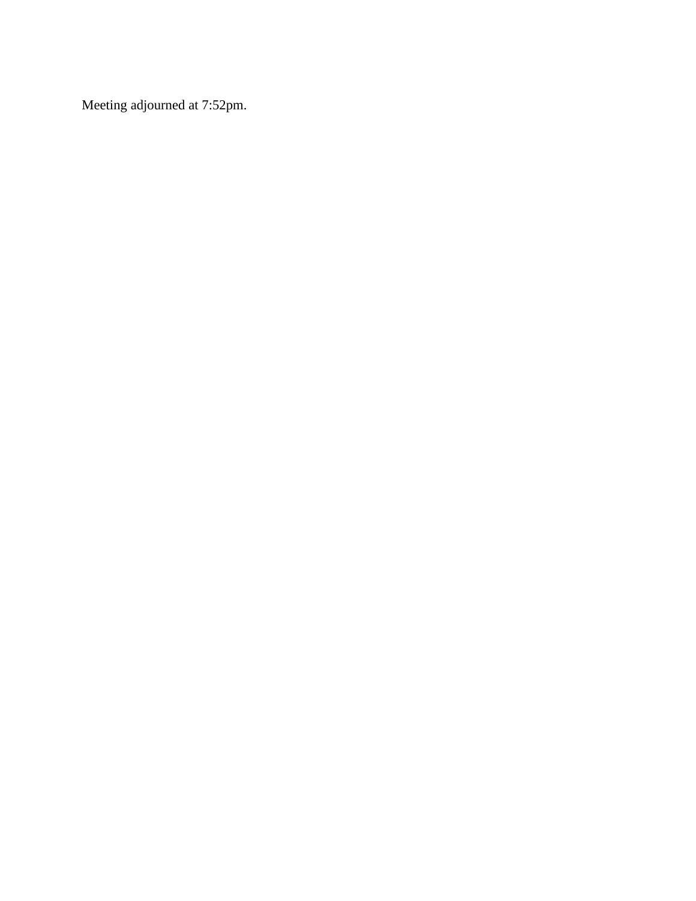Meeting adjourned at 7:52pm.